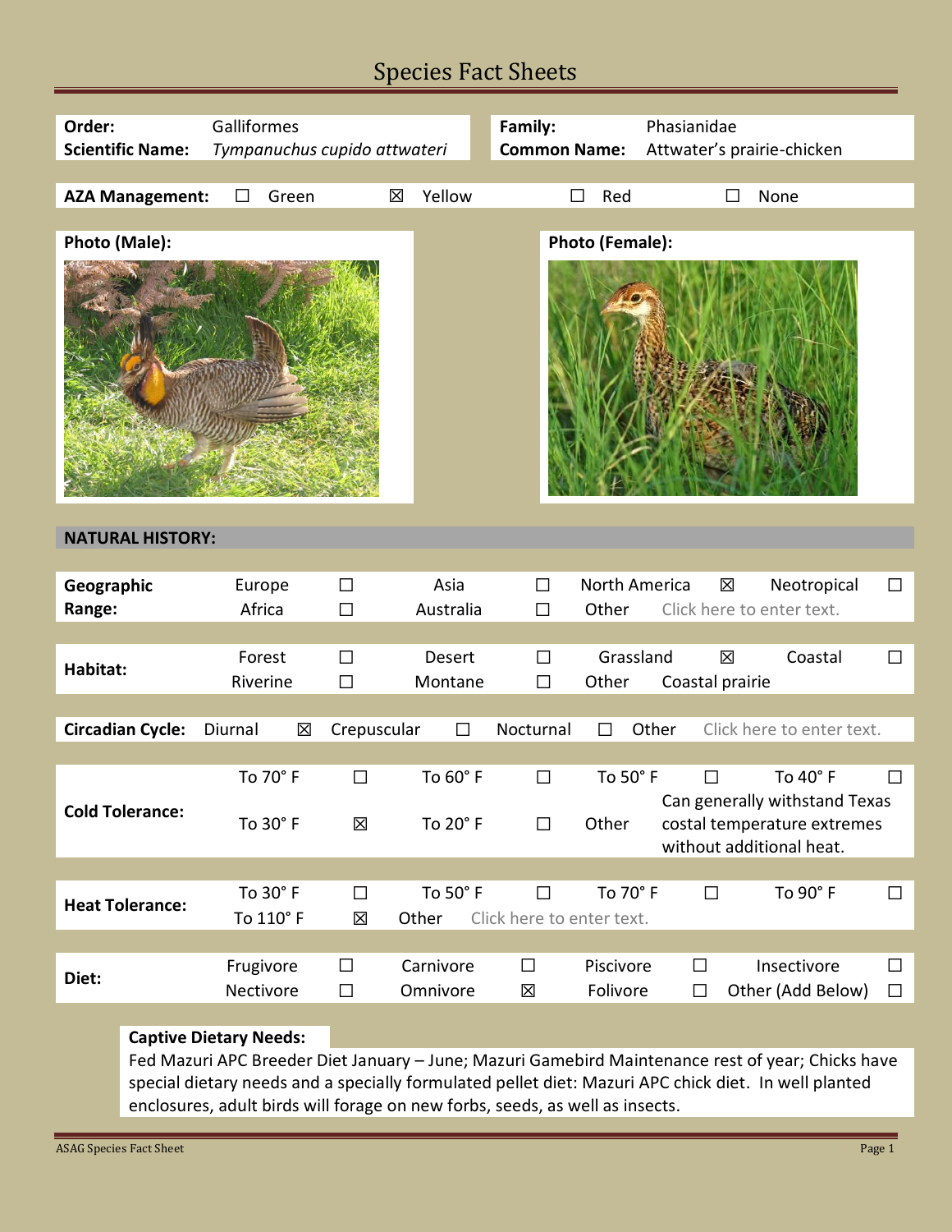# Species Fact Sheets

| | | | |
|---|---|---|---|
| **Order:** | Galliformes | **Family:** | Phasianidae |
| **Scientific Name:** | *Tympanuchus cupido attwateri* | **Common Name:** | Attwater's prairie-chicken |

**AZA Management:** ☐ Green ☒ Yellow ☐ Red ☐ None

**Photo (Male):**

**Photo (Female):**

## NATURAL HISTORY:

| | | | | | | | | |
|---|---|---|---|---|---|---|---|---|
| **Geographic Range:** | Europe | ☐ | Asia | ☐ | North America | ☒ | Neotropical | ☐ |
| | Africa | ☐ | Australia | ☐ | Other | Click here to enter text. | | |

| | | | | | | | | |
|---|---|---|---|---|---|---|---|---|
| **Habitat:** | Forest | ☐ | Desert | ☐ | Grassland | ☒ | Coastal | ☐ |
| | Riverine | ☐ | Montane | ☐ | Other | Coastal prairie | | |

| | | | | | | | | |
|---|---|---|---|---|---|---|---|---|
| **Circadian Cycle:** | Diurnal | ☒ | Crepuscular | ☐ | Nocturnal | ☐ | Other | Click here to enter text. |

| | | | | | | | | |
|---|---|---|---|---|---|---|---|---|
| **Cold Tolerance:** | To 70° F | ☐ | To 60° F | ☐ | To 50° F | ☐ | To 40° F | ☐ |
| | To 30° F | ☒ | To 20° F | ☐ | Other | Can generally withstand Texas costal temperature extremes without additional heat. | | |

| | | | | | | | | |
|---|---|---|---|---|---|---|---|---|
| **Heat Tolerance:** | To 30° F | ☐ | To 50° F | ☐ | To 70° F | ☐ | To 90° F | ☐ |
| | To 110° F | ☒ | Other | Click here to enter text. | | | | |

| | | | | | | | | |
|---|---|---|---|---|---|---|---|---|
| **Diet:** | Frugivore | ☐ | Carnivore | ☐ | Piscivore | ☐ | Insectivore | ☐ |
| | Nectivore | ☐ | Omnivore | ☒ | Folivore | ☐ | Other (Add Below) | ☐ |

**Captive Dietary Needs:**
Fed Mazuri APC Breeder Diet January – June; Mazuri Gamebird Maintenance rest of year; Chicks have special dietary needs and a specially formulated pellet diet: Mazuri APC chick diet. In well planted enclosures, adult birds will forage on new forbs, seeds, as well as insects.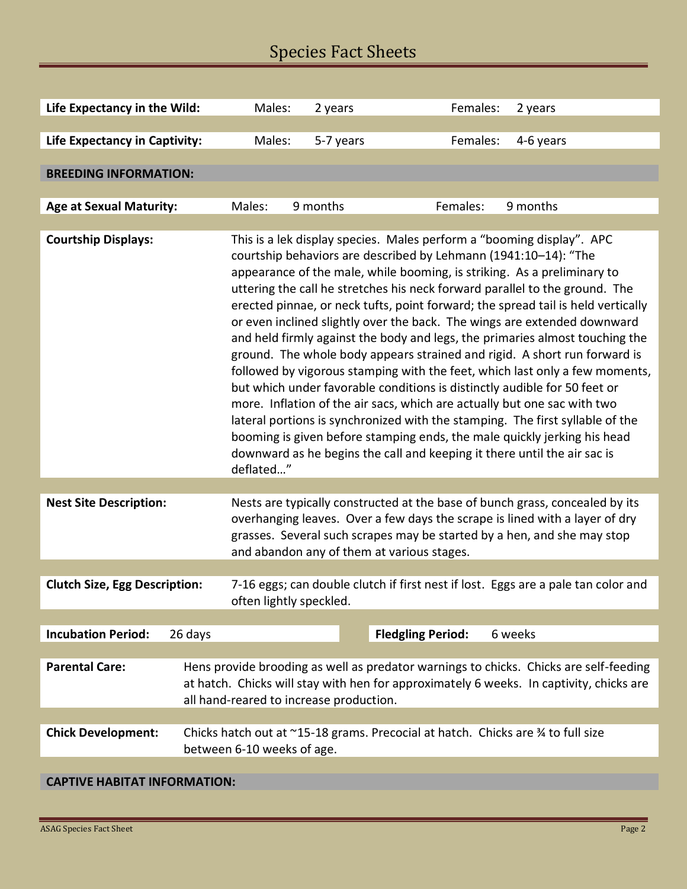| | | | | |
|---|---|---|---|---|
| **Life Expectancy in the Wild:** | Males: | 2 years | Females: | 2 years |
| **Life Expectancy in Captivity:** | Males: | 5-7 years | Females: | 4-6 years |

## BREEDING INFORMATION:

| | | | | |
|---|---|---|---|---|
| **Age at Sexual Maturity:** | Males: | 9 months | Females: | 9 months |

**Courtship Displays:** This is a lek display species. Males perform a "booming display". APC courtship behaviors are described by Lehmann (1941:10–14): "The appearance of the male, while booming, is striking. As a preliminary to uttering the call he stretches his neck forward parallel to the ground. The erected pinnae, or neck tufts, point forward; the spread tail is held vertically or even inclined slightly over the back. The wings are extended downward and held firmly against the body and legs, the primaries almost touching the ground. The whole body appears strained and rigid. A short run forward is followed by vigorous stamping with the feet, which last only a few moments, but which under favorable conditions is distinctly audible for 50 feet or more. Inflation of the air sacs, which are actually but one sac with two lateral portions is synchronized with the stamping. The first syllable of the booming is given before stamping ends, the male quickly jerking his head downward as he begins the call and keeping it there until the air sac is deflated…"

**Nest Site Description:** Nests are typically constructed at the base of bunch grass, concealed by its overhanging leaves. Over a few days the scrape is lined with a layer of dry grasses. Several such scrapes may be started by a hen, and she may stop and abandon any of them at various stages.

**Clutch Size, Egg Description:** 7-16 eggs; can double clutch if first nest if lost. Eggs are a pale tan color and often lightly speckled.

| | | | |
|---|---|---|---|
| **Incubation Period:** | 26 days | **Fledgling Period:** | 6 weeks |

**Parental Care:** Hens provide brooding as well as predator warnings to chicks. Chicks are self-feeding at hatch. Chicks will stay with hen for approximately 6 weeks. In captivity, chicks are all hand-reared to increase production.

**Chick Development:** Chicks hatch out at ~15-18 grams. Precocial at hatch. Chicks are ¾ to full size between 6-10 weeks of age.

## CAPTIVE HABITAT INFORMATION: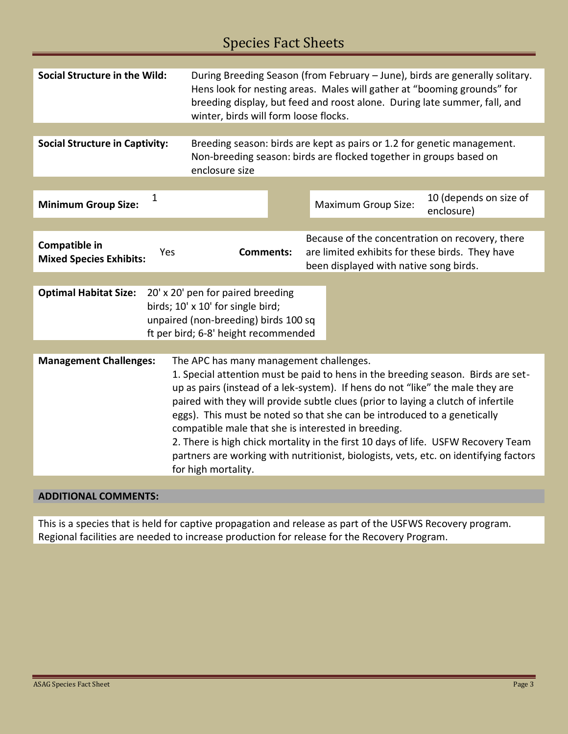| | |
|---|---|
| **Social Structure in the Wild:** | During Breeding Season (from February – June), birds are generally solitary. Hens look for nesting areas. Males will gather at "booming grounds" for breeding display, but feed and roost alone. During late summer, fall, and winter, birds will form loose flocks. |

| | |
|---|---|
| **Social Structure in Captivity:** | Breeding season: birds are kept as pairs or 1.2 for genetic management. Non-breeding season: birds are flocked together in groups based on enclosure size |

| | | | |
|---|---|---|---|
| **Minimum Group Size:** | 1 | Maximum Group Size: | 10 (depends on size of enclosure) |

| | | | |
|---|---|---|---|
| **Compatible in Mixed Species Exhibits:** | Yes | **Comments:** | Because of the concentration on recovery, there are limited exhibits for these birds. They have been displayed with native song birds. |

| | |
|---|---|
| **Optimal Habitat Size:** | 20' x 20' pen for paired breeding birds; 10' x 10' for single bird; unpaired (non-breeding) birds 100 sq ft per bird; 6-8' height recommended |

| | |
|---|---|
| **Management Challenges:** | The APC has many management challenges.<br>1. Special attention must be paid to hens in the breeding season. Birds are set-up as pairs (instead of a lek-system). If hens do not "like" the male they are paired with they will provide subtle clues (prior to laying a clutch of infertile eggs). This must be noted so that she can be introduced to a genetically compatible male that she is interested in breeding.<br>2. There is high chick mortality in the first 10 days of life. USFW Recovery Team partners are working with nutritionist, biologists, vets, etc. on identifying factors for high mortality. |

**ADDITIONAL COMMENTS:**

This is a species that is held for captive propagation and release as part of the USFWS Recovery program. Regional facilities are needed to increase production for release for the Recovery Program.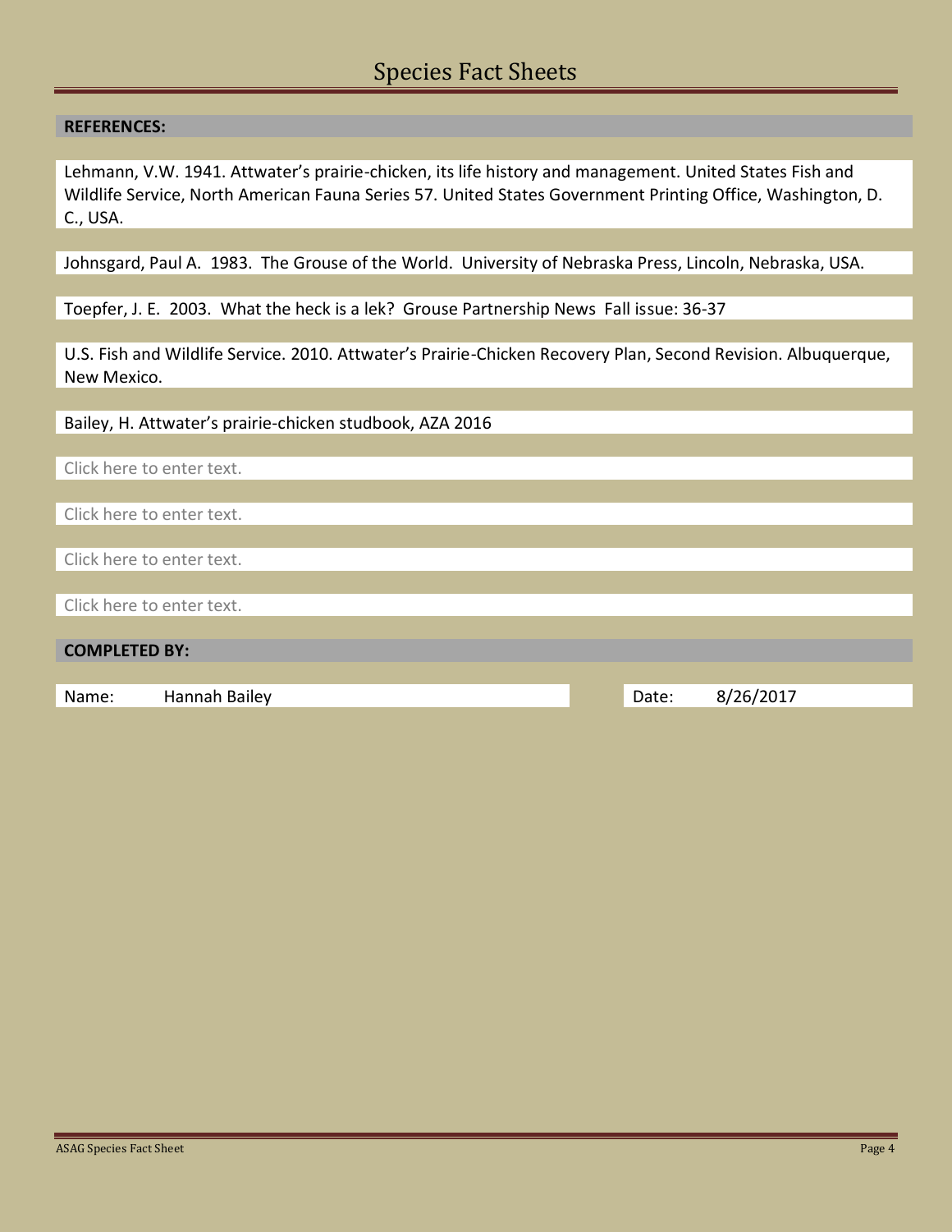**REFERENCES:**

Lehmann, V.W. 1941. Attwater's prairie-chicken, its life history and management. United States Fish and Wildlife Service, North American Fauna Series 57. United States Government Printing Office, Washington, D. C., USA.

Johnsgard, Paul A. 1983. The Grouse of the World. University of Nebraska Press, Lincoln, Nebraska, USA.

Toepfer, J. E. 2003. What the heck is a lek? Grouse Partnership News Fall issue: 36-37

U.S. Fish and Wildlife Service. 2010. Attwater's Prairie-Chicken Recovery Plan, Second Revision. Albuquerque, New Mexico.

Bailey, H. Attwater's prairie-chicken studbook, AZA 2016

Click here to enter text.

Click here to enter text.

Click here to enter text.

Click here to enter text.

**COMPLETED BY:**

Name: Hannah Bailey

Date: 8/26/2017